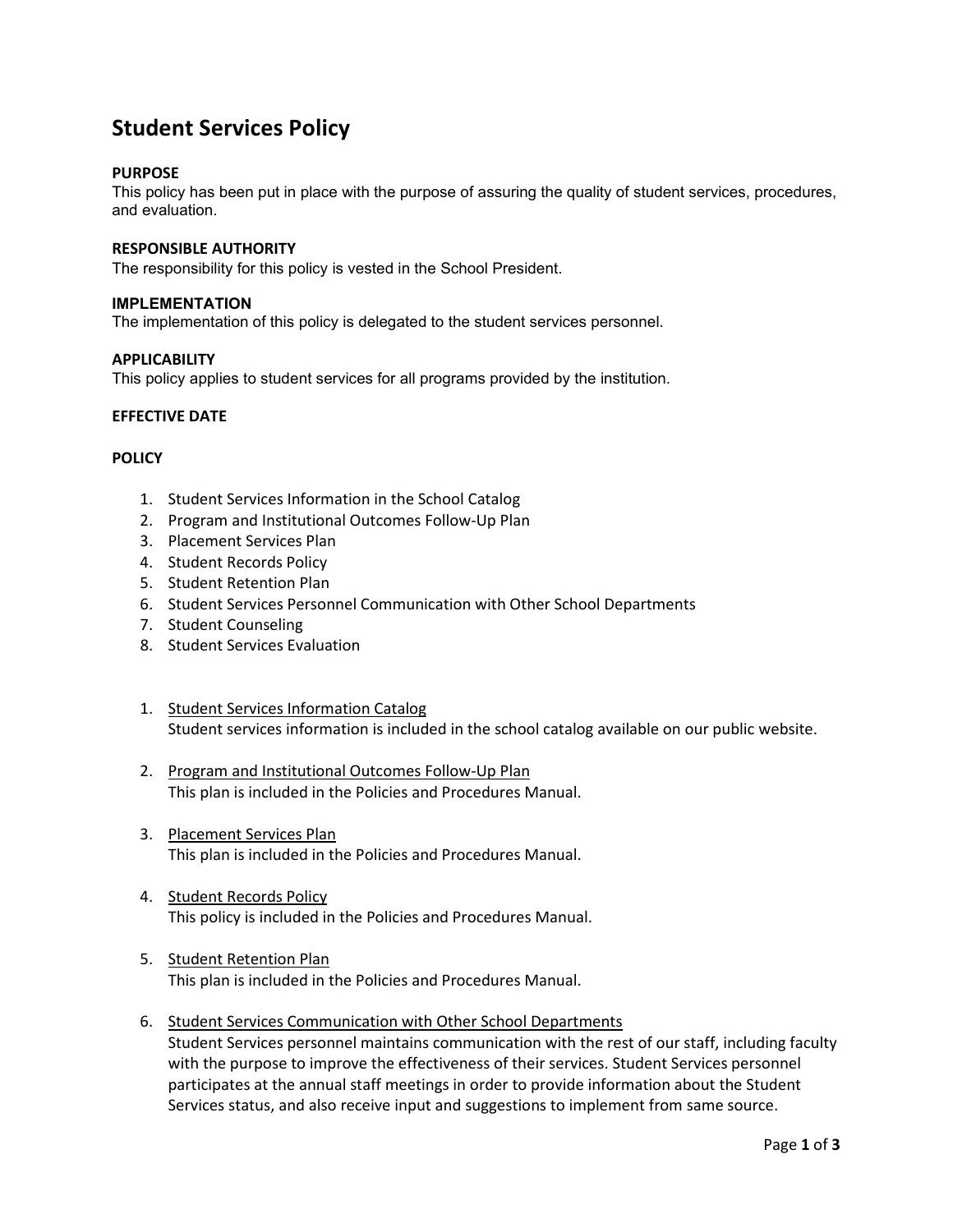# Student Services Policy

**PURPOSE**
This policy has been put in place with the purpose of assuring the quality of student services, procedures, and evaluation.

**RESPONSIBLE AUTHORITY**
The responsibility for this policy is vested in the School President.

**IMPLEMENTATION**
The implementation of this policy is delegated to the student services personnel.

**APPLICABILITY**
This policy applies to student services for all programs provided by the institution.

**EFFECTIVE DATE**

**POLICY**

1. Student Services Information in the School Catalog
2. Program and Institutional Outcomes Follow-Up Plan
3. Placement Services Plan
4. Student Records Policy
5. Student Retention Plan
6. Student Services Personnel Communication with Other School Departments
7. Student Counseling
8. Student Services Evaluation

1. Student Services Information Catalog
   Student services information is included in the school catalog available on our public website.

2. Program and Institutional Outcomes Follow-Up Plan
   This plan is included in the Policies and Procedures Manual.

3. Placement Services Plan
   This plan is included in the Policies and Procedures Manual.

4. Student Records Policy
   This policy is included in the Policies and Procedures Manual.

5. Student Retention Plan
   This plan is included in the Policies and Procedures Manual.

6. Student Services Communication with Other School Departments
   Student Services personnel maintains communication with the rest of our staff, including faculty with the purpose to improve the effectiveness of their services. Student Services personnel participates at the annual staff meetings in order to provide information about the Student Services status, and also receive input and suggestions to implement from same source.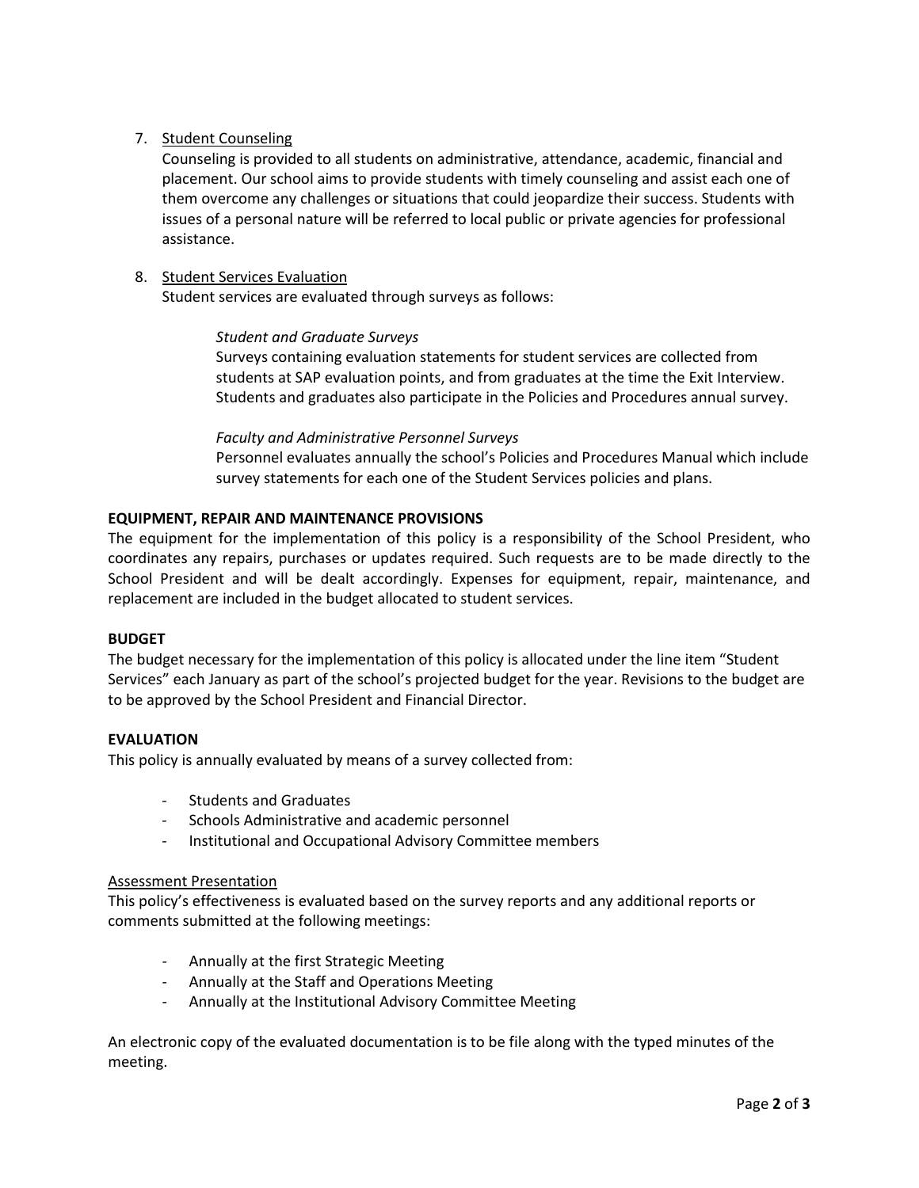7. Student Counseling

   Counseling is provided to all students on administrative, attendance, academic, financial and placement. Our school aims to provide students with timely counseling and assist each one of them overcome any challenges or situations that could jeopardize their success. Students with issues of a personal nature will be referred to local public or private agencies for professional assistance.

8. Student Services Evaluation

   Student services are evaluated through surveys as follows:

   *Student and Graduate Surveys*

   Surveys containing evaluation statements for student services are collected from students at SAP evaluation points, and from graduates at the time the Exit Interview. Students and graduates also participate in the Policies and Procedures annual survey.

   *Faculty and Administrative Personnel Surveys*

   Personnel evaluates annually the school's Policies and Procedures Manual which include survey statements for each one of the Student Services policies and plans.

**EQUIPMENT, REPAIR AND MAINTENANCE PROVISIONS**

The equipment for the implementation of this policy is a responsibility of the School President, who coordinates any repairs, purchases or updates required. Such requests are to be made directly to the School President and will be dealt accordingly. Expenses for equipment, repair, maintenance, and replacement are included in the budget allocated to student services.

**BUDGET**

The budget necessary for the implementation of this policy is allocated under the line item "Student Services" each January as part of the school's projected budget for the year. Revisions to the budget are to be approved by the School President and Financial Director.

**EVALUATION**

This policy is annually evaluated by means of a survey collected from:

- Students and Graduates
- Schools Administrative and academic personnel
- Institutional and Occupational Advisory Committee members

Assessment Presentation

This policy's effectiveness is evaluated based on the survey reports and any additional reports or comments submitted at the following meetings:

- Annually at the first Strategic Meeting
- Annually at the Staff and Operations Meeting
- Annually at the Institutional Advisory Committee Meeting

An electronic copy of the evaluated documentation is to be file along with the typed minutes of the meeting.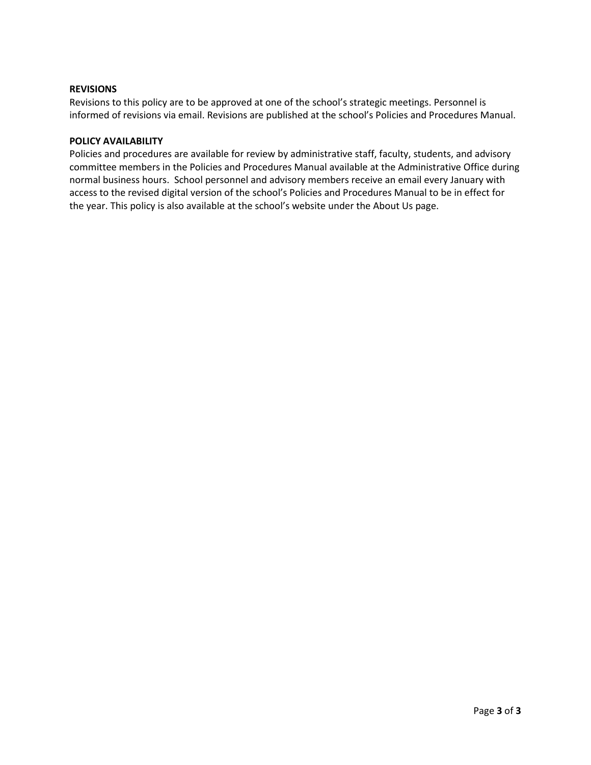**REVISIONS**

Revisions to this policy are to be approved at one of the school's strategic meetings. Personnel is informed of revisions via email. Revisions are published at the school's Policies and Procedures Manual.

**POLICY AVAILABILITY**

Policies and procedures are available for review by administrative staff, faculty, students, and advisory committee members in the Policies and Procedures Manual available at the Administrative Office during normal business hours. School personnel and advisory members receive an email every January with access to the revised digital version of the school's Policies and Procedures Manual to be in effect for the year. This policy is also available at the school's website under the About Us page.